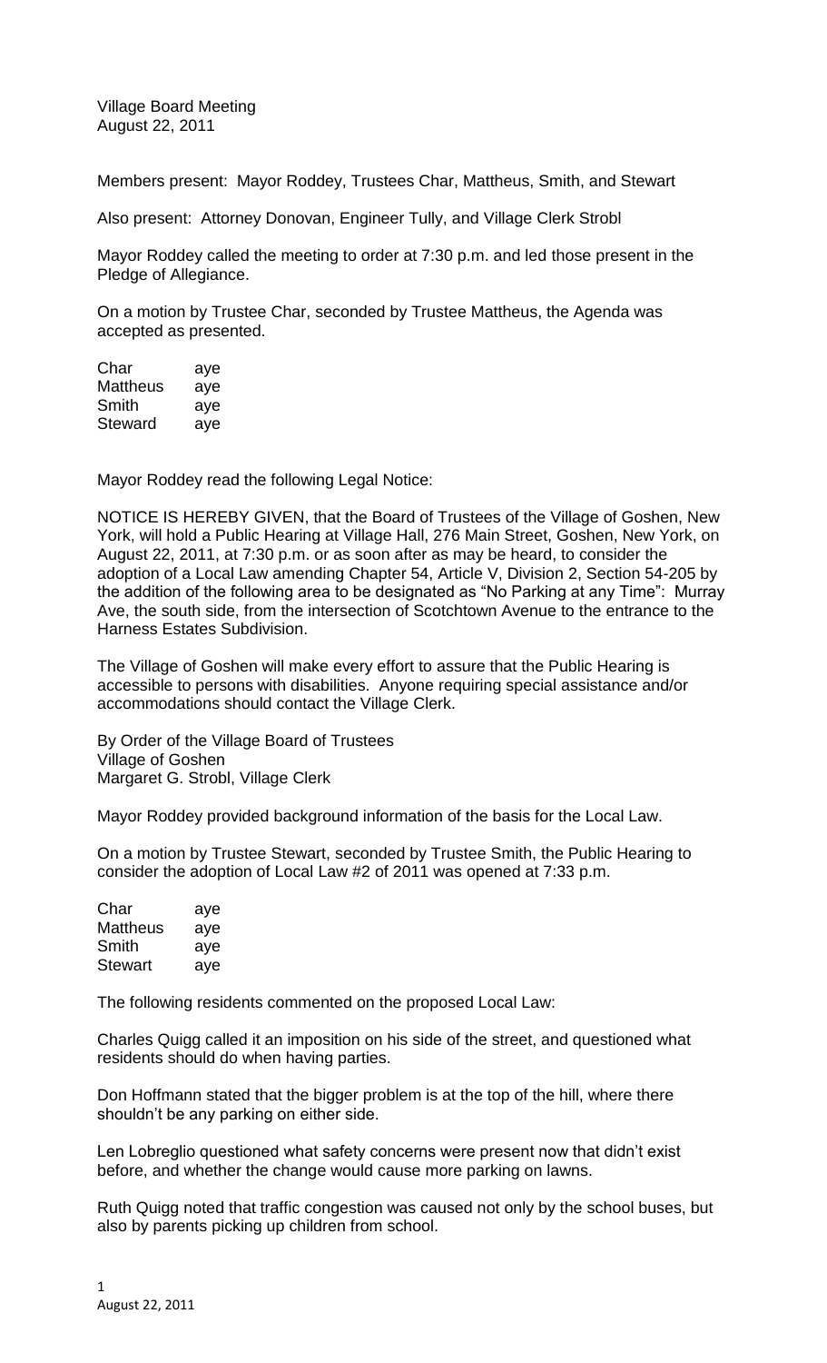Village Board Meeting
August 22, 2011

Members present: Mayor Roddey, Trustees Char, Mattheus, Smith, and Stewart

Also present: Attorney Donovan, Engineer Tully, and Village Clerk Strobl

Mayor Roddey called the meeting to order at 7:30 p.m. and led those present in the Pledge of Allegiance.

On a motion by Trustee Char, seconded by Trustee Mattheus, the Agenda was accepted as presented.

| | |
|---|---|
| Char | aye |
| Mattheus | aye |
| Smith | aye |
| Steward | aye |

Mayor Roddey read the following Legal Notice:

NOTICE IS HEREBY GIVEN, that the Board of Trustees of the Village of Goshen, New York, will hold a Public Hearing at Village Hall, 276 Main Street, Goshen, New York, on August 22, 2011, at 7:30 p.m. or as soon after as may be heard, to consider the adoption of a Local Law amending Chapter 54, Article V, Division 2, Section 54-205 by the addition of the following area to be designated as "No Parking at any Time": Murray Ave, the south side, from the intersection of Scotchtown Avenue to the entrance to the Harness Estates Subdivision.

The Village of Goshen will make every effort to assure that the Public Hearing is accessible to persons with disabilities. Anyone requiring special assistance and/or accommodations should contact the Village Clerk.

By Order of the Village Board of Trustees
Village of Goshen
Margaret G. Strobl, Village Clerk

Mayor Roddey provided background information of the basis for the Local Law.

On a motion by Trustee Stewart, seconded by Trustee Smith, the Public Hearing to consider the adoption of Local Law #2 of 2011 was opened at 7:33 p.m.

| | |
|---|---|
| Char | aye |
| Mattheus | aye |
| Smith | aye |
| Stewart | aye |

The following residents commented on the proposed Local Law:

Charles Quigg called it an imposition on his side of the street, and questioned what residents should do when having parties.

Don Hoffmann stated that the bigger problem is at the top of the hill, where there shouldn't be any parking on either side.

Len Lobreglio questioned what safety concerns were present now that didn't exist before, and whether the change would cause more parking on lawns.

Ruth Quigg noted that traffic congestion was caused not only by the school buses, but also by parents picking up children from school.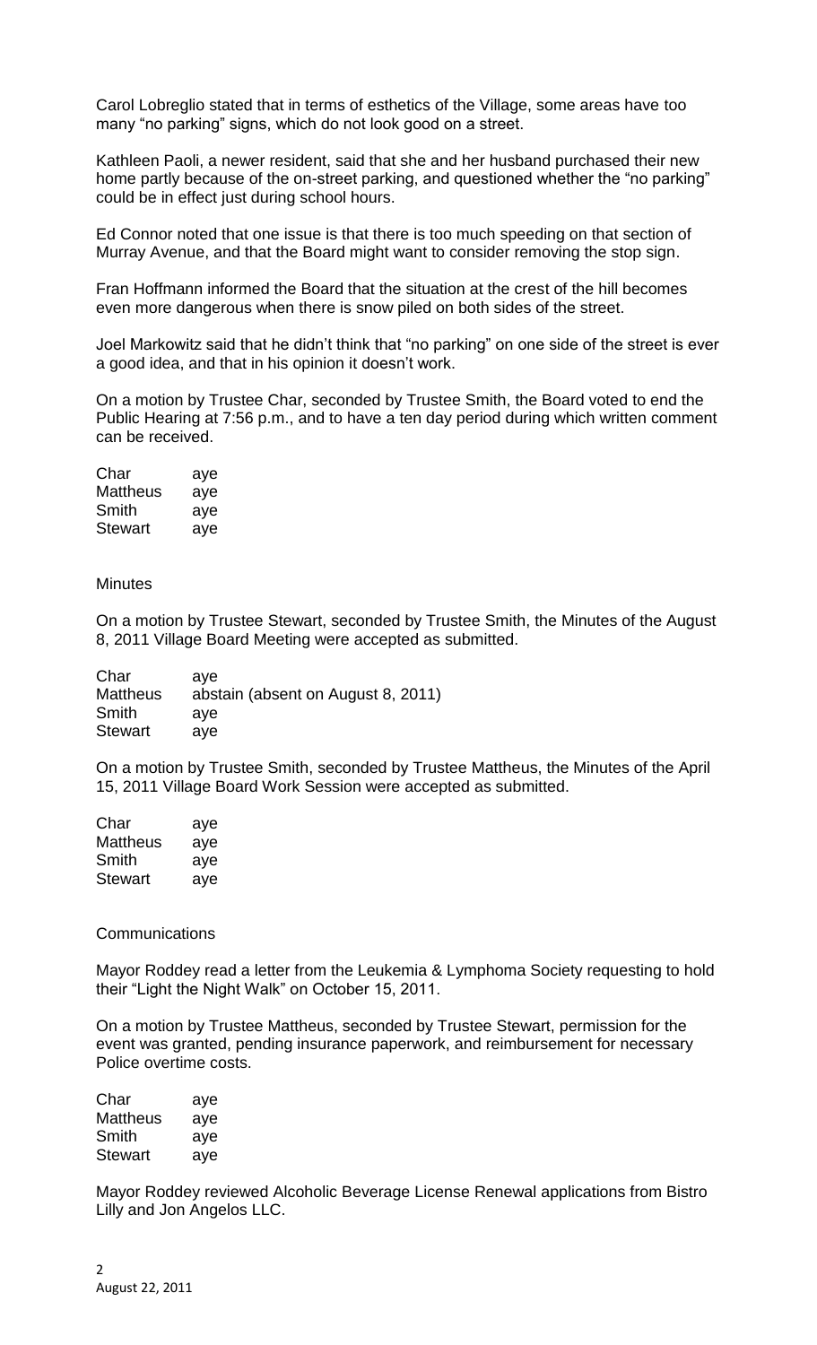Carol Lobreglio stated that in terms of esthetics of the Village, some areas have too many "no parking" signs, which do not look good on a street.

Kathleen Paoli, a newer resident, said that she and her husband purchased their new home partly because of the on-street parking, and questioned whether the "no parking" could be in effect just during school hours.

Ed Connor noted that one issue is that there is too much speeding on that section of Murray Avenue, and that the Board might want to consider removing the stop sign.

Fran Hoffmann informed the Board that the situation at the crest of the hill becomes even more dangerous when there is snow piled on both sides of the street.

Joel Markowitz said that he didn't think that "no parking" on one side of the street is ever a good idea, and that in his opinion it doesn't work.

On a motion by Trustee Char, seconded by Trustee Smith, the Board voted to end the Public Hearing at 7:56 p.m., and to have a ten day period during which written comment can be received.

| | |
|---|---|
| Char | aye |
| Mattheus | aye |
| Smith | aye |
| Stewart | aye |

Minutes

On a motion by Trustee Stewart, seconded by Trustee Smith, the Minutes of the August 8, 2011 Village Board Meeting were accepted as submitted.

| | |
|---|---|
| Char | aye |
| Mattheus | abstain (absent on August 8, 2011) |
| Smith | aye |
| Stewart | aye |

On a motion by Trustee Smith, seconded by Trustee Mattheus, the Minutes of the April 15, 2011 Village Board Work Session were accepted as submitted.

| | |
|---|---|
| Char | aye |
| Mattheus | aye |
| Smith | aye |
| Stewart | aye |

Communications

Mayor Roddey read a letter from the Leukemia & Lymphoma Society requesting to hold their "Light the Night Walk" on October 15, 2011.

On a motion by Trustee Mattheus, seconded by Trustee Stewart, permission for the event was granted, pending insurance paperwork, and reimbursement for necessary Police overtime costs.

| | |
|---|---|
| Char | aye |
| Mattheus | aye |
| Smith | aye |
| Stewart | aye |

Mayor Roddey reviewed Alcoholic Beverage License Renewal applications from Bistro Lilly and Jon Angelos LLC.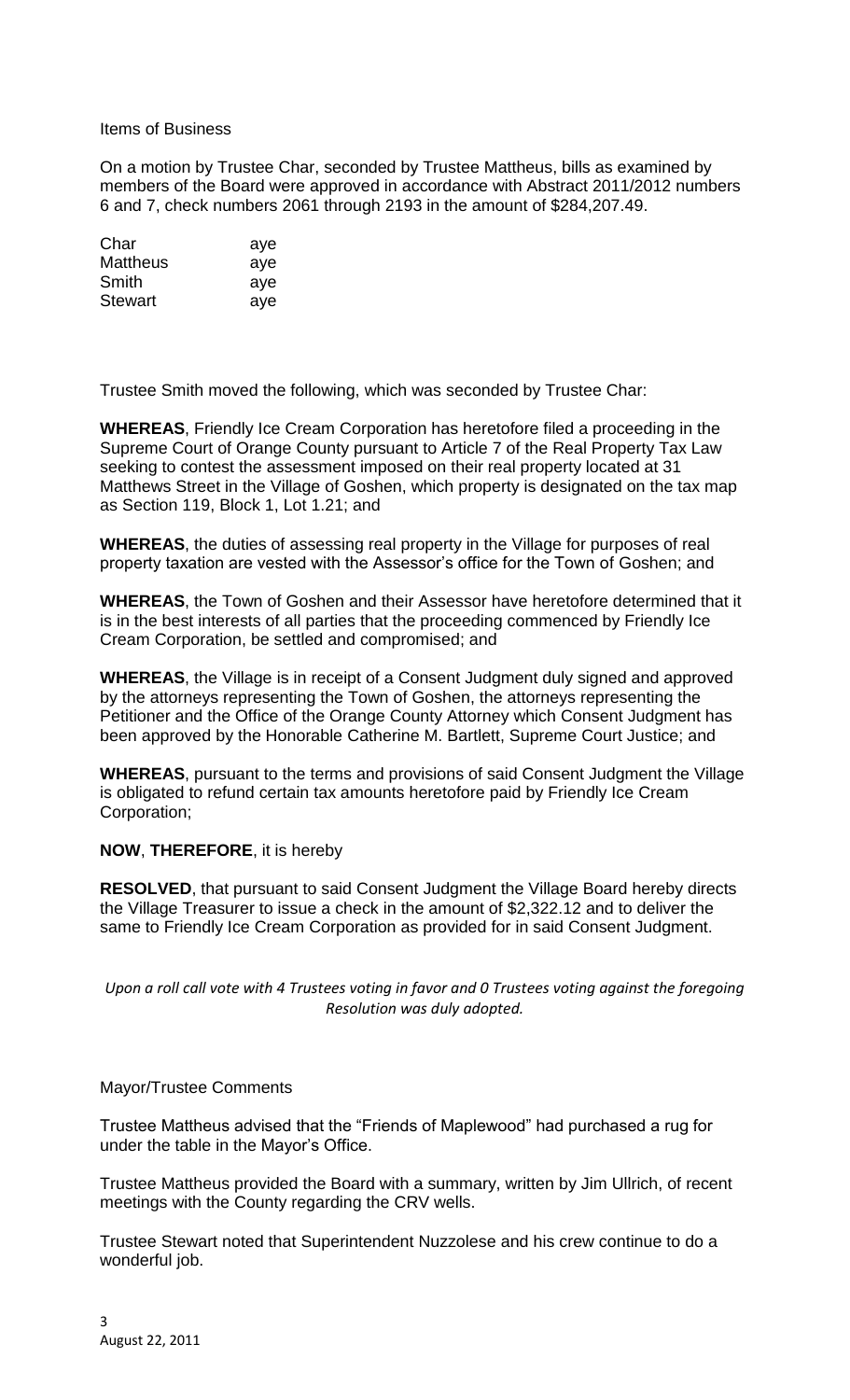Items of Business

On a motion by Trustee Char, seconded by Trustee Mattheus, bills as examined by members of the Board were approved in accordance with Abstract 2011/2012 numbers 6 and 7, check numbers 2061 through 2193 in the amount of $284,207.49.

| | |
|---|---|
| Char | aye |
| Mattheus | aye |
| Smith | aye |
| Stewart | aye |

Trustee Smith moved the following, which was seconded by Trustee Char:

**WHEREAS**, Friendly Ice Cream Corporation has heretofore filed a proceeding in the Supreme Court of Orange County pursuant to Article 7 of the Real Property Tax Law seeking to contest the assessment imposed on their real property located at 31 Matthews Street in the Village of Goshen, which property is designated on the tax map as Section 119, Block 1, Lot 1.21; and

**WHEREAS**, the duties of assessing real property in the Village for purposes of real property taxation are vested with the Assessor's office for the Town of Goshen; and

**WHEREAS**, the Town of Goshen and their Assessor have heretofore determined that it is in the best interests of all parties that the proceeding commenced by Friendly Ice Cream Corporation, be settled and compromised; and

**WHEREAS**, the Village is in receipt of a Consent Judgment duly signed and approved by the attorneys representing the Town of Goshen, the attorneys representing the Petitioner and the Office of the Orange County Attorney which Consent Judgment has been approved by the Honorable Catherine M. Bartlett, Supreme Court Justice; and

**WHEREAS**, pursuant to the terms and provisions of said Consent Judgment the Village is obligated to refund certain tax amounts heretofore paid by Friendly Ice Cream Corporation;

**NOW**, **THEREFORE**, it is hereby

**RESOLVED**, that pursuant to said Consent Judgment the Village Board hereby directs the Village Treasurer to issue a check in the amount of $2,322.12 and to deliver the same to Friendly Ice Cream Corporation as provided for in said Consent Judgment.

*Upon a roll call vote with 4 Trustees voting in favor and 0 Trustees voting against the foregoing Resolution was duly adopted.*

Mayor/Trustee Comments

Trustee Mattheus advised that the "Friends of Maplewood" had purchased a rug for under the table in the Mayor's Office.

Trustee Mattheus provided the Board with a summary, written by Jim Ullrich, of recent meetings with the County regarding the CRV wells.

Trustee Stewart noted that Superintendent Nuzzolese and his crew continue to do a wonderful job.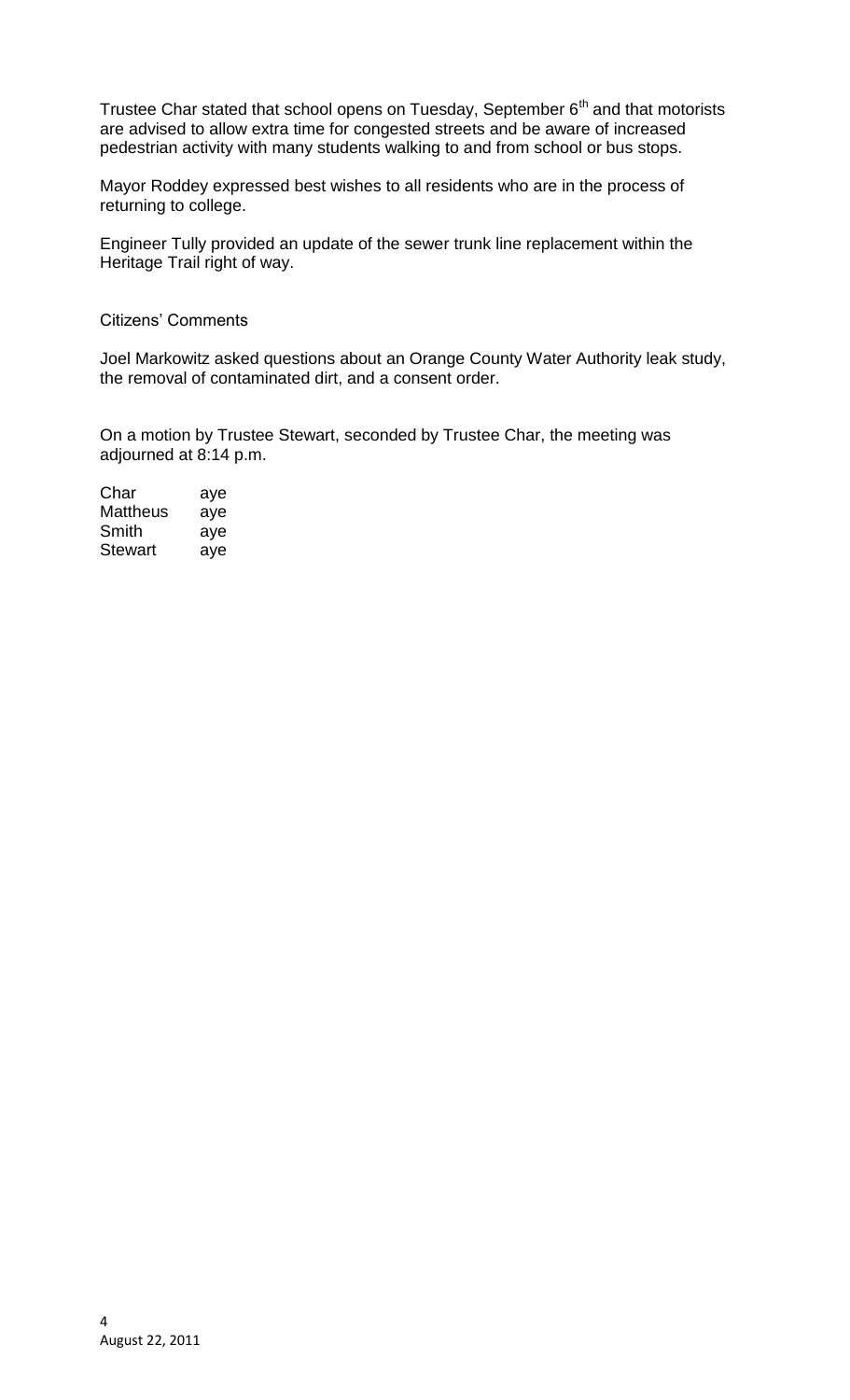Trustee Char stated that school opens on Tuesday, September 6th and that motorists are advised to allow extra time for congested streets and be aware of increased pedestrian activity with many students walking to and from school or bus stops.

Mayor Roddey expressed best wishes to all residents who are in the process of returning to college.

Engineer Tully provided an update of the sewer trunk line replacement within the Heritage Trail right of way.

Citizens' Comments

Joel Markowitz asked questions about an Orange County Water Authority leak study, the removal of contaminated dirt, and a consent order.

On a motion by Trustee Stewart, seconded by Trustee Char, the meeting was adjourned at 8:14 p.m.

| | |
|---|---|
| Char | aye |
| Mattheus | aye |
| Smith | aye |
| Stewart | aye |